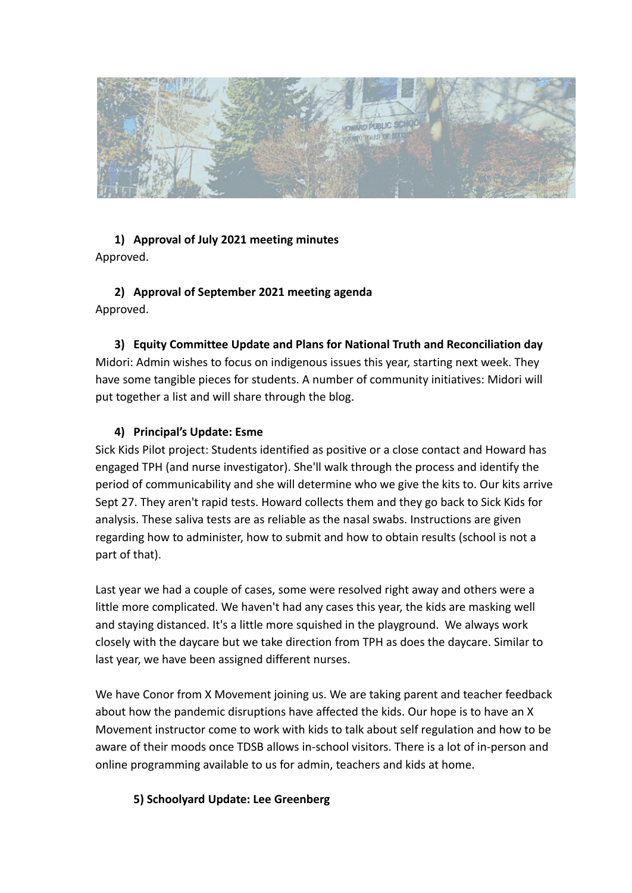**1) Approval of July 2021 meeting minutes**

Approved.

**2) Approval of September 2021 meeting agenda**

Approved.

**3) Equity Committee Update and Plans for National Truth and Reconciliation day**

Midori: Admin wishes to focus on indigenous issues this year, starting next week. They have some tangible pieces for students. A number of community initiatives: Midori will put together a list and will share through the blog.

**4) Principal's Update: Esme**

Sick Kids Pilot project: Students identified as positive or a close contact and Howard has engaged TPH (and nurse investigator). She'll walk through the process and identify the period of communicability and she will determine who we give the kits to. Our kits arrive Sept 27. They aren't rapid tests. Howard collects them and they go back to Sick Kids for analysis. These saliva tests are as reliable as the nasal swabs. Instructions are given regarding how to administer, how to submit and how to obtain results (school is not a part of that).

Last year we had a couple of cases, some were resolved right away and others were a little more complicated. We haven't had any cases this year, the kids are masking well and staying distanced. It's a little more squished in the playground. We always work closely with the daycare but we take direction from TPH as does the daycare. Similar to last year, we have been assigned different nurses.

We have Conor from X Movement joining us. We are taking parent and teacher feedback about how the pandemic disruptions have affected the kids. Our hope is to have an X Movement instructor come to work with kids to talk about self regulation and how to be aware of their moods once TDSB allows in-school visitors. There is a lot of in-person and online programming available to us for admin, teachers and kids at home.

**5) Schoolyard Update: Lee Greenberg**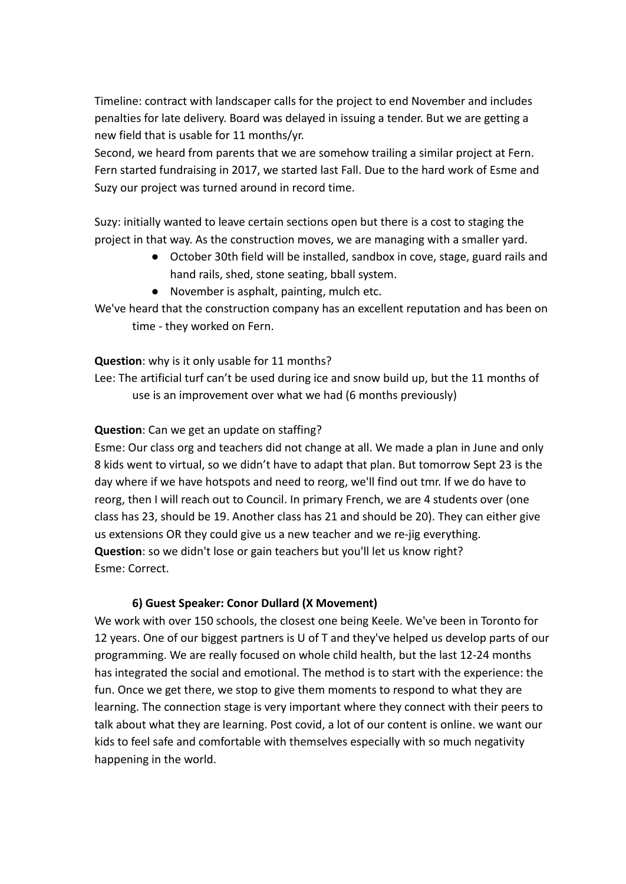Timeline: contract with landscaper calls for the project to end November and includes penalties for late delivery. Board was delayed in issuing a tender. But we are getting a new field that is usable for 11 months/yr.

Second, we heard from parents that we are somehow trailing a similar project at Fern. Fern started fundraising in 2017, we started last Fall. Due to the hard work of Esme and Suzy our project was turned around in record time.

Suzy: initially wanted to leave certain sections open but there is a cost to staging the project in that way. As the construction moves, we are managing with a smaller yard.

- October 30th field will be installed, sandbox in cove, stage, guard rails and hand rails, shed, stone seating, bball system.
- November is asphalt, painting, mulch etc.

We've heard that the construction company has an excellent reputation and has been on time - they worked on Fern.

**Question**: why is it only usable for 11 months?

Lee: The artificial turf can't be used during ice and snow build up, but the 11 months of use is an improvement over what we had (6 months previously)

**Question**: Can we get an update on staffing?

Esme: Our class org and teachers did not change at all. We made a plan in June and only 8 kids went to virtual, so we didn't have to adapt that plan. But tomorrow Sept 23 is the day where if we have hotspots and need to reorg, we'll find out tmr. If we do have to reorg, then I will reach out to Council. In primary French, we are 4 students over (one class has 23, should be 19. Another class has 21 and should be 20). They can either give us extensions OR they could give us a new teacher and we re-jig everything.

**Question**: so we didn't lose or gain teachers but you'll let us know right?

Esme: Correct.

### 6) Guest Speaker: Conor Dullard (X Movement)

We work with over 150 schools, the closest one being Keele. We've been in Toronto for 12 years. One of our biggest partners is U of T and they've helped us develop parts of our programming. We are really focused on whole child health, but the last 12-24 months has integrated the social and emotional. The method is to start with the experience: the fun. Once we get there, we stop to give them moments to respond to what they are learning. The connection stage is very important where they connect with their peers to talk about what they are learning. Post covid, a lot of our content is online. we want our kids to feel safe and comfortable with themselves especially with so much negativity happening in the world.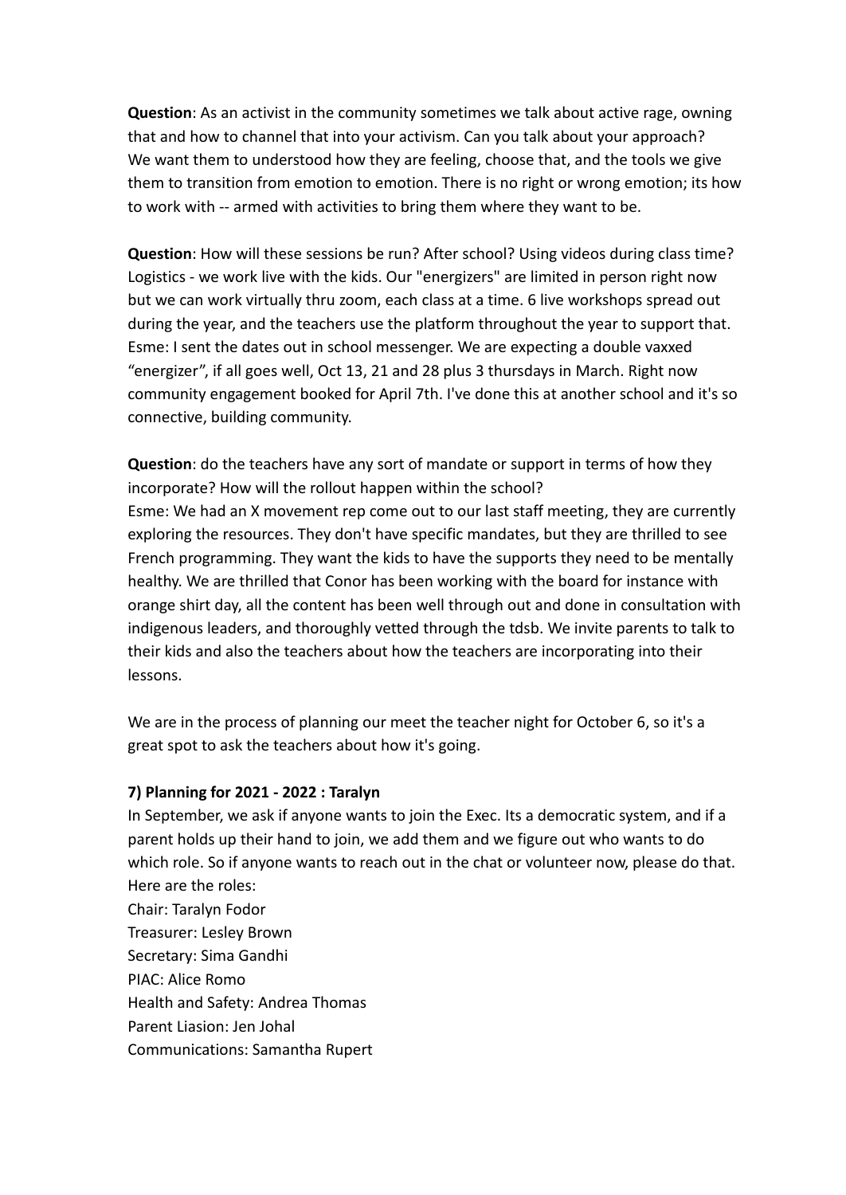**Question**: As an activist in the community sometimes we talk about active rage, owning that and how to channel that into your activism. Can you talk about your approach?
We want them to understood how they are feeling, choose that, and the tools we give them to transition from emotion to emotion. There is no right or wrong emotion; its how to work with -- armed with activities to bring them where they want to be.

**Question**: How will these sessions be run? After school? Using videos during class time?
Logistics - we work live with the kids. Our "energizers" are limited in person right now but we can work virtually thru zoom, each class at a time. 6 live workshops spread out during the year, and the teachers use the platform throughout the year to support that.
Esme: I sent the dates out in school messenger. We are expecting a double vaxxed "energizer", if all goes well, Oct 13, 21 and 28 plus 3 thursdays in March. Right now community engagement booked for April 7th. I've done this at another school and it's so connective, building community.

**Question**: do the teachers have any sort of mandate or support in terms of how they incorporate? How will the rollout happen within the school?
Esme: We had an X movement rep come out to our last staff meeting, they are currently exploring the resources. They don't have specific mandates, but they are thrilled to see French programming. They want the kids to have the supports they need to be mentally healthy. We are thrilled that Conor has been working with the board for instance with orange shirt day, all the content has been well through out and done in consultation with indigenous leaders, and thoroughly vetted through the tdsb. We invite parents to talk to their kids and also the teachers about how the teachers are incorporating into their lessons.

We are in the process of planning our meet the teacher night for October 6, so it's a great spot to ask the teachers about how it's going.

**7) Planning for 2021 - 2022 : Taralyn**

In September, we ask if anyone wants to join the Exec. Its a democratic system, and if a parent holds up their hand to join, we add them and we figure out who wants to do which role. So if anyone wants to reach out in the chat or volunteer now, please do that. Here are the roles:
Chair: Taralyn Fodor
Treasurer: Lesley Brown
Secretary: Sima Gandhi
PIAC: Alice Romo
Health and Safety: Andrea Thomas
Parent Liasion: Jen Johal
Communications: Samantha Rupert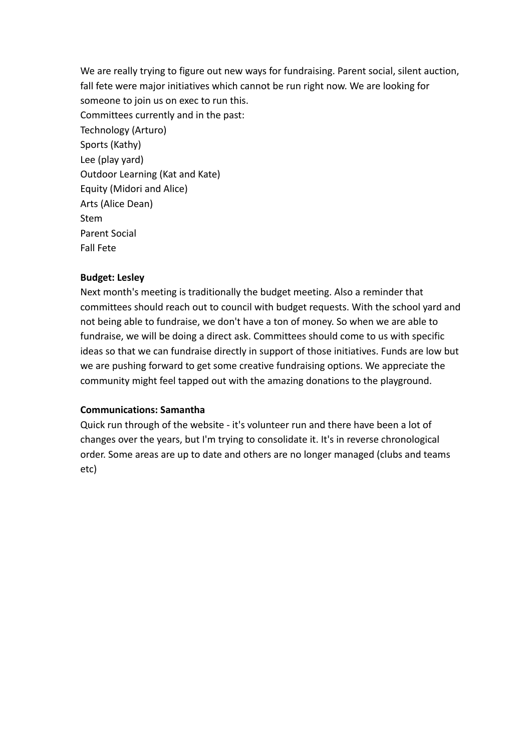We are really trying to figure out new ways for fundraising. Parent social, silent auction, fall fete were major initiatives which cannot be run right now. We are looking for someone to join us on exec to run this.

Committees currently and in the past:

Technology (Arturo)  
Sports (Kathy)  
Lee (play yard)  
Outdoor Learning (Kat and Kate)  
Equity (Midori and Alice)  
Arts (Alice Dean)  
Stem  
Parent Social  
Fall Fete

**Budget: Lesley**

Next month's meeting is traditionally the budget meeting. Also a reminder that committees should reach out to council with budget requests. With the school yard and not being able to fundraise, we don't have a ton of money. So when we are able to fundraise, we will be doing a direct ask. Committees should come to us with specific ideas so that we can fundraise directly in support of those initiatives. Funds are low but we are pushing forward to get some creative fundraising options. We appreciate the community might feel tapped out with the amazing donations to the playground.

**Communications: Samantha**

Quick run through of the website - it's volunteer run and there have been a lot of changes over the years, but I'm trying to consolidate it. It's in reverse chronological order. Some areas are up to date and others are no longer managed (clubs and teams etc)